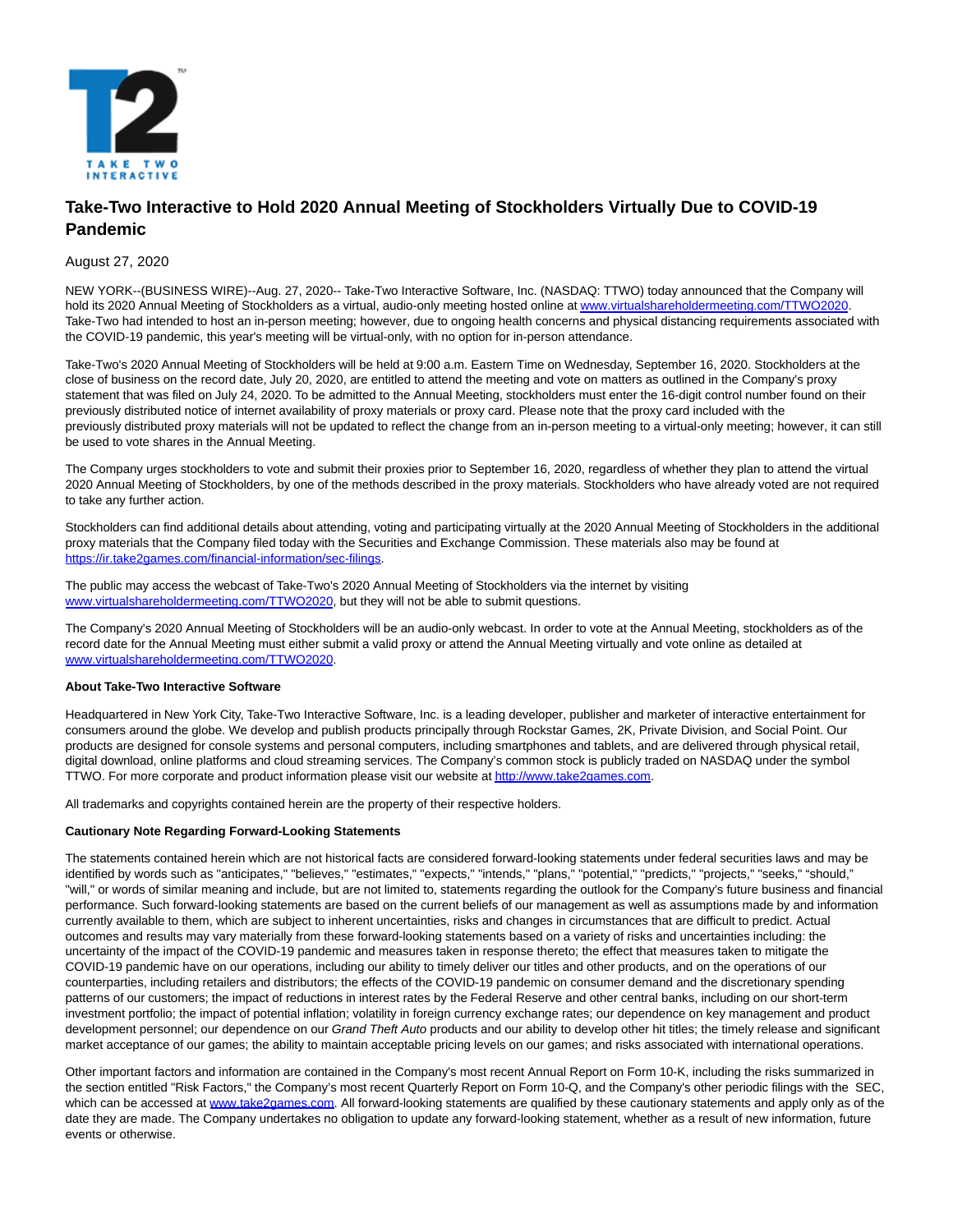# Take-Two Interactive to Hold 2020 Annual Meeting of Stockholders Virtually Due to COVID-19 Pandemic

August 27, 2020

NEW YORK--(BUSINESS WIRE)--Aug. 27, 2020-- Take-Two Interactive Software, Inc. (NASDAQ: TTWO) today announced that the Company will hold its 2020 Annual Meeting of Stockholders as a virtual, audio-only meeting hosted online at www.virtualshareholdermeeting.com/TTWO2020. Take-Two had intended to host an in-person meeting; however, due to ongoing health concerns and physical distancing requirements associated with the COVID-19 pandemic, this year's meeting will be virtual-only, with no option for in-person attendance.

Take-Two's 2020 Annual Meeting of Stockholders will be held at 9:00 a.m. Eastern Time on Wednesday, September 16, 2020. Stockholders at the close of business on the record date, July 20, 2020, are entitled to attend the meeting and vote on matters as outlined in the Company's proxy statement that was filed on July 24, 2020. To be admitted to the Annual Meeting, stockholders must enter the 16-digit control number found on their previously distributed notice of internet availability of proxy materials or proxy card. Please note that the proxy card included with the previously distributed proxy materials will not be updated to reflect the change from an in-person meeting to a virtual-only meeting; however, it can still be used to vote shares in the Annual Meeting.

The Company urges stockholders to vote and submit their proxies prior to September 16, 2020, regardless of whether they plan to attend the virtual 2020 Annual Meeting of Stockholders, by one of the methods described in the proxy materials. Stockholders who have already voted are not required to take any further action.

Stockholders can find additional details about attending, voting and participating virtually at the 2020 Annual Meeting of Stockholders in the additional proxy materials that the Company filed today with the Securities and Exchange Commission. These materials also may be found at https://ir.take2games.com/financial-information/sec-filings.

The public may access the webcast of Take-Two's 2020 Annual Meeting of Stockholders via the internet by visiting www.virtualshareholdermeeting.com/TTWO2020, but they will not be able to submit questions.

The Company's 2020 Annual Meeting of Stockholders will be an audio-only webcast. In order to vote at the Annual Meeting, stockholders as of the record date for the Annual Meeting must either submit a valid proxy or attend the Annual Meeting virtually and vote online as detailed at www.virtualshareholdermeeting.com/TTWO2020.

**About Take-Two Interactive Software**

Headquartered in New York City, Take-Two Interactive Software, Inc. is a leading developer, publisher and marketer of interactive entertainment for consumers around the globe. We develop and publish products principally through Rockstar Games, 2K, Private Division, and Social Point. Our products are designed for console systems and personal computers, including smartphones and tablets, and are delivered through physical retail, digital download, online platforms and cloud streaming services. The Company's common stock is publicly traded on NASDAQ under the symbol TTWO. For more corporate and product information please visit our website at http://www.take2games.com.

All trademarks and copyrights contained herein are the property of their respective holders.

**Cautionary Note Regarding Forward-Looking Statements**

The statements contained herein which are not historical facts are considered forward-looking statements under federal securities laws and may be identified by words such as "anticipates," "believes," "estimates," "expects," "intends," "plans," "potential," "predicts," "projects," "seeks," "should," "will," or words of similar meaning and include, but are not limited to, statements regarding the outlook for the Company's future business and financial performance. Such forward-looking statements are based on the current beliefs of our management as well as assumptions made by and information currently available to them, which are subject to inherent uncertainties, risks and changes in circumstances that are difficult to predict. Actual outcomes and results may vary materially from these forward-looking statements based on a variety of risks and uncertainties including: the uncertainty of the impact of the COVID-19 pandemic and measures taken in response thereto; the effect that measures taken to mitigate the COVID-19 pandemic have on our operations, including our ability to timely deliver our titles and other products, and on the operations of our counterparties, including retailers and distributors; the effects of the COVID-19 pandemic on consumer demand and the discretionary spending patterns of our customers; the impact of reductions in interest rates by the Federal Reserve and other central banks, including on our short-term investment portfolio; the impact of potential inflation; volatility in foreign currency exchange rates; our dependence on key management and product development personnel; our dependence on our *Grand Theft Auto* products and our ability to develop other hit titles; the timely release and significant market acceptance of our games; the ability to maintain acceptable pricing levels on our games; and risks associated with international operations.

Other important factors and information are contained in the Company's most recent Annual Report on Form 10-K, including the risks summarized in the section entitled "Risk Factors," the Company's most recent Quarterly Report on Form 10-Q, and the Company's other periodic filings with the SEC, which can be accessed at www.take2games.com. All forward-looking statements are qualified by these cautionary statements and apply only as of the date they are made. The Company undertakes no obligation to update any forward-looking statement, whether as a result of new information, future events or otherwise.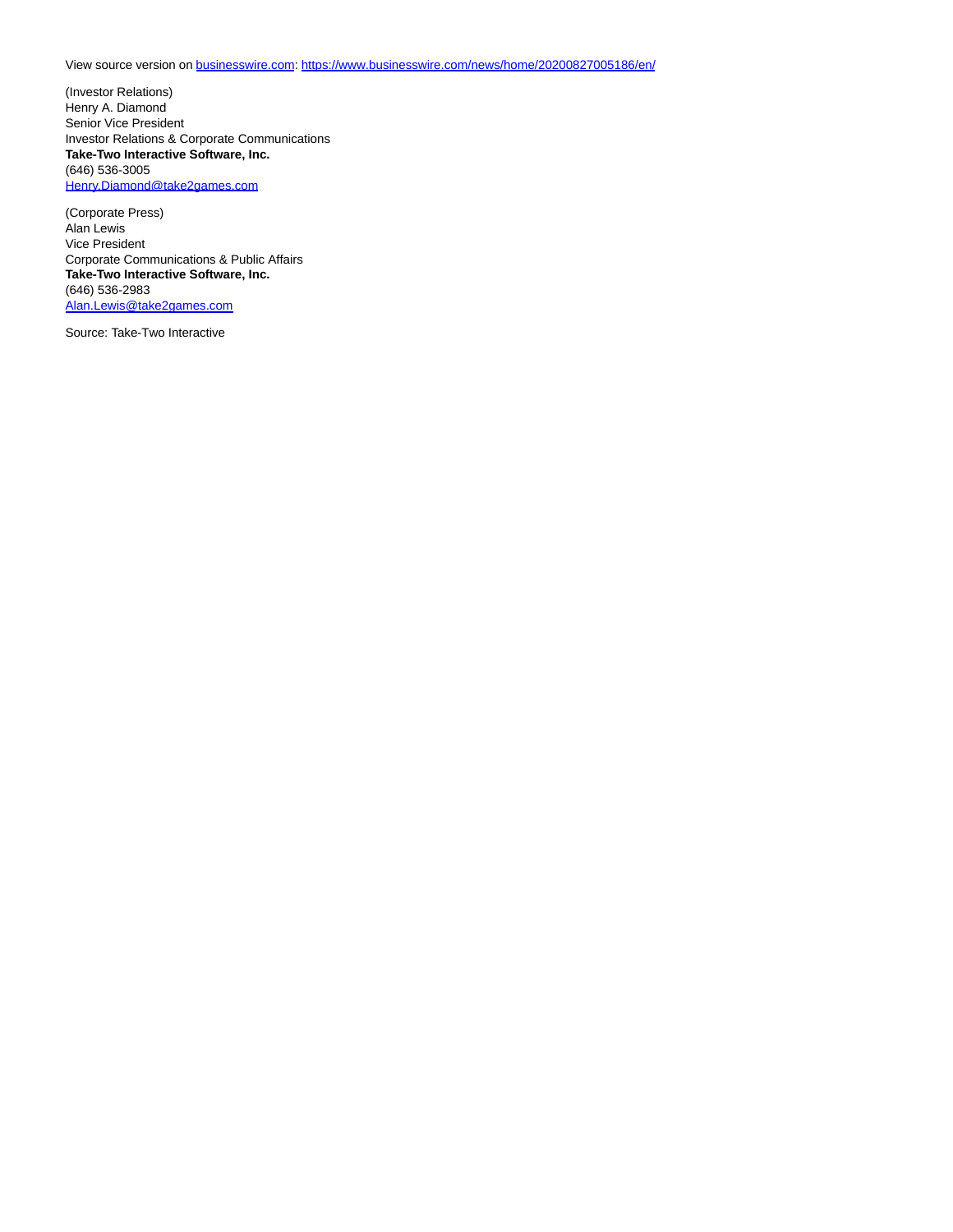View source version on businesswire.com: https://www.businesswire.com/news/home/20200827005186/en/

(Investor Relations)
Henry A. Diamond
Senior Vice President
Investor Relations & Corporate Communications
**Take-Two Interactive Software, Inc.**
(646) 536-3005
Henry.Diamond@take2games.com

(Corporate Press)
Alan Lewis
Vice President
Corporate Communications & Public Affairs
**Take-Two Interactive Software, Inc.**
(646) 536-2983
Alan.Lewis@take2games.com

Source: Take-Two Interactive